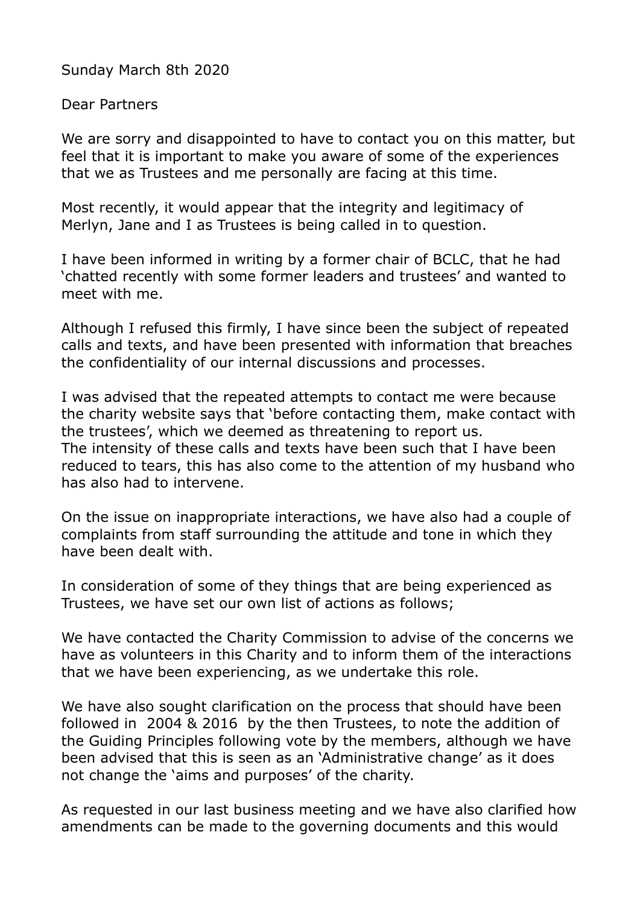Sunday March 8th 2020

Dear Partners

We are sorry and disappointed to have to contact you on this matter, but feel that it is important to make you aware of some of the experiences that we as Trustees and me personally are facing at this time.

Most recently, it would appear that the integrity and legitimacy of Merlyn, Jane and I as Trustees is being called in to question.

I have been informed in writing by a former chair of BCLC, that he had 'chatted recently with some former leaders and trustees' and wanted to meet with me.

Although I refused this firmly, I have since been the subject of repeated calls and texts, and have been presented with information that breaches the confidentiality of our internal discussions and processes.

I was advised that the repeated attempts to contact me were because the charity website says that 'before contacting them, make contact with the trustees', which we deemed as threatening to report us.
The intensity of these calls and texts have been such that I have been reduced to tears, this has also come to the attention of my husband who has also had to intervene.

On the issue on inappropriate interactions, we have also had a couple of complaints from staff surrounding the attitude and tone in which they have been dealt with.

In consideration of some of they things that are being experienced as Trustees, we have set our own list of actions as follows;

We have contacted the Charity Commission to advise of the concerns we have as volunteers in this Charity and to inform them of the interactions that we have been experiencing, as we undertake this role.

We have also sought clarification on the process that should have been followed in 2004 & 2016 by the then Trustees, to note the addition of the Guiding Principles following vote by the members, although we have been advised that this is seen as an 'Administrative change' as it does not change the 'aims and purposes' of the charity.

As requested in our last business meeting and we have also clarified how amendments can be made to the governing documents and this would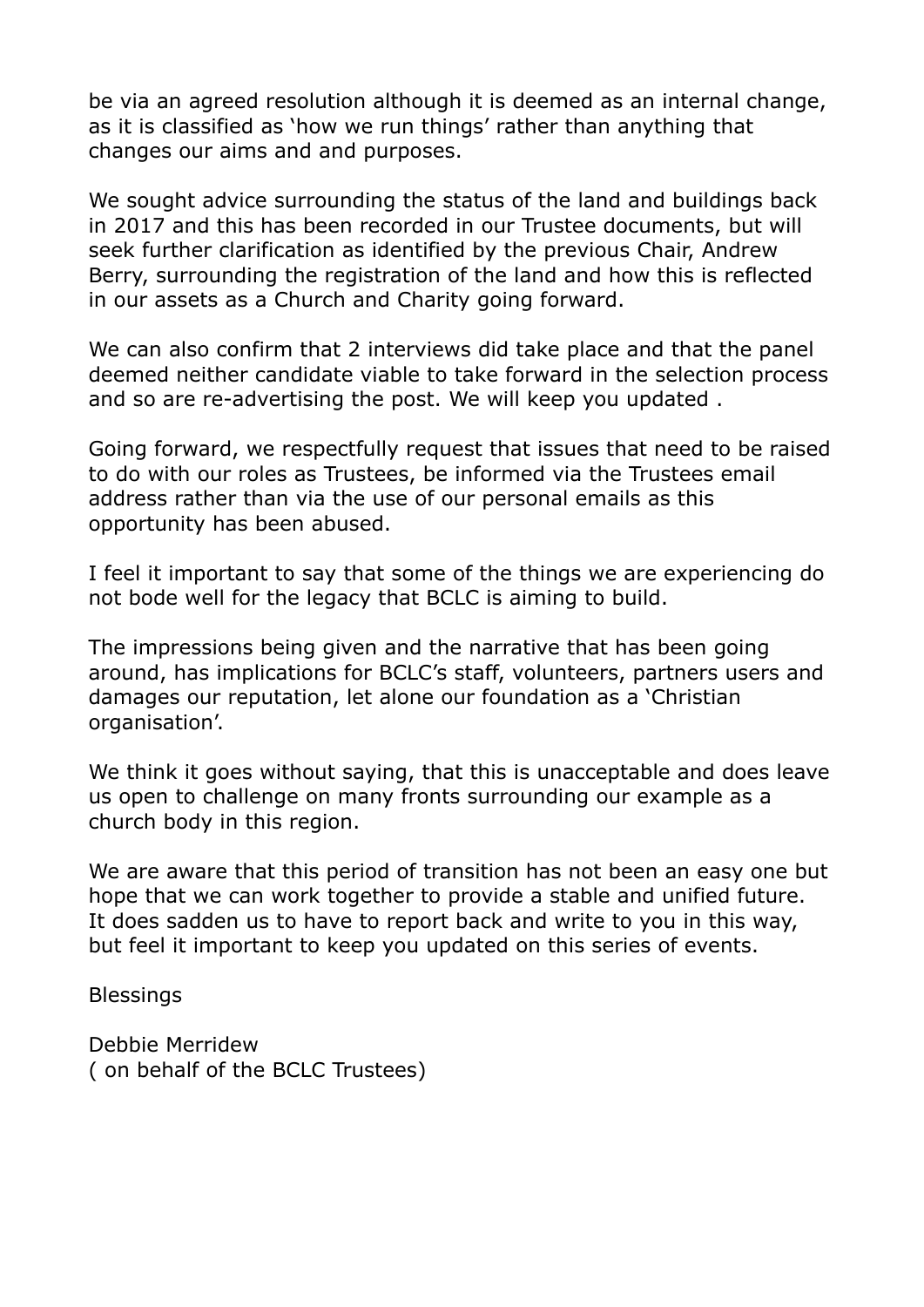be via an agreed resolution although it is deemed as an internal change, as it is classified as 'how we run things' rather than anything that changes our aims and and purposes.

We sought advice surrounding the status of the land and buildings back in 2017 and this has been recorded in our Trustee documents, but will seek further clarification as identified by the previous Chair, Andrew Berry, surrounding the registration of the land and how this is reflected in our assets as a Church and Charity going forward.

We can also confirm that 2 interviews did take place and that the panel deemed neither candidate viable to take forward in the selection process and so are re-advertising the post. We will keep you updated .

Going forward, we respectfully request that issues that need to be raised to do with our roles as Trustees, be informed via the Trustees email address rather than via the use of our personal emails as this opportunity has been abused.

I feel it important to say that some of the things we are experiencing do not bode well for the legacy that BCLC is aiming to build.

The impressions being given and the narrative that has been going around, has implications for BCLC's staff, volunteers, partners users and damages our reputation, let alone our foundation as a 'Christian organisation'.

We think it goes without saying, that this is unacceptable and does leave us open to challenge on many fronts surrounding our example as a church body in this region.

We are aware that this period of transition has not been an easy one but hope that we can work together to provide a stable and unified future. It does sadden us to have to report back and write to you in this way, but feel it important to keep you updated on this series of events.

Blessings

Debbie Merridew
( on behalf of the BCLC Trustees)